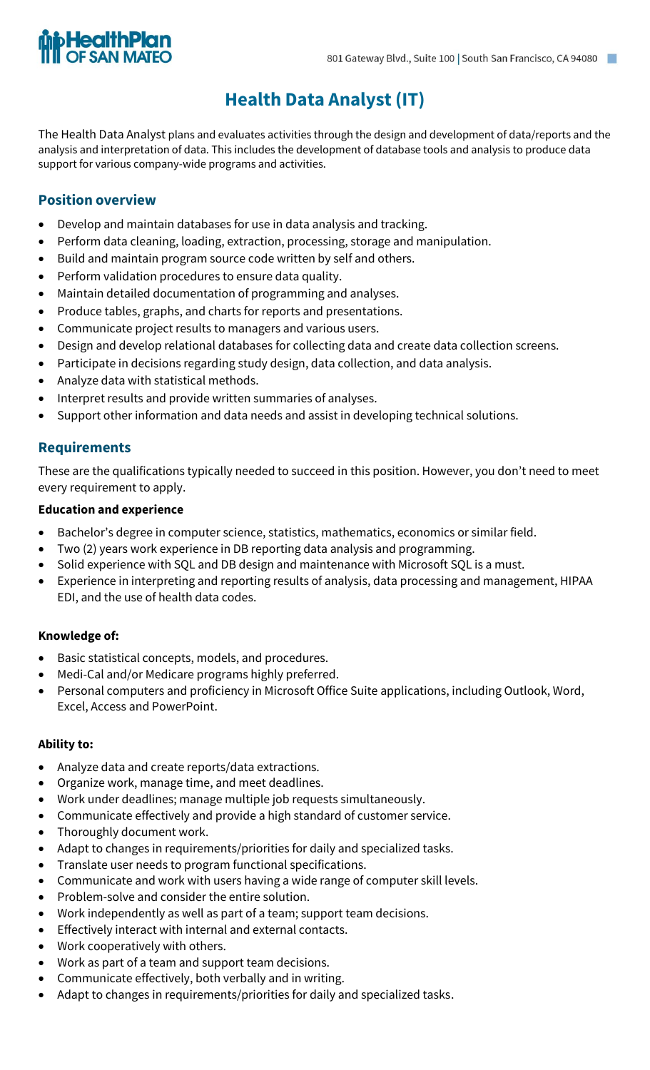HealthPlan OF SAN MATEO

801 Gateway Blvd., Suite 100 | South San Francisco, CA 94080

# Health Data Analyst (IT)

The Health Data Analyst plans and evaluates activities through the design and development of data/reports and the analysis and interpretation of data. This includes the development of database tools and analysis to produce data support for various company-wide programs and activities.

## Position overview

- Develop and maintain databases for use in data analysis and tracking.
- Perform data cleaning, loading, extraction, processing, storage and manipulation.
- Build and maintain program source code written by self and others.
- Perform validation procedures to ensure data quality.
- Maintain detailed documentation of programming and analyses.
- Produce tables, graphs, and charts for reports and presentations.
- Communicate project results to managers and various users.
- Design and develop relational databases for collecting data and create data collection screens.
- Participate in decisions regarding study design, data collection, and data analysis.
- Analyze data with statistical methods.
- Interpret results and provide written summaries of analyses.
- Support other information and data needs and assist in developing technical solutions.

## Requirements

These are the qualifications typically needed to succeed in this position. However, you don't need to meet every requirement to apply.

**Education and experience**

- Bachelor's degree in computer science, statistics, mathematics, economics or similar field.
- Two (2) years work experience in DB reporting data analysis and programming.
- Solid experience with SQL and DB design and maintenance with Microsoft SQL is a must.
- Experience in interpreting and reporting results of analysis, data processing and management, HIPAA EDI, and the use of health data codes.

**Knowledge of:**

- Basic statistical concepts, models, and procedures.
- Medi-Cal and/or Medicare programs highly preferred.
- Personal computers and proficiency in Microsoft Office Suite applications, including Outlook, Word, Excel, Access and PowerPoint.

**Ability to:**

- Analyze data and create reports/data extractions.
- Organize work, manage time, and meet deadlines.
- Work under deadlines; manage multiple job requests simultaneously.
- Communicate effectively and provide a high standard of customer service.
- Thoroughly document work.
- Adapt to changes in requirements/priorities for daily and specialized tasks.
- Translate user needs to program functional specifications.
- Communicate and work with users having a wide range of computer skill levels.
- Problem-solve and consider the entire solution.
- Work independently as well as part of a team; support team decisions.
- Effectively interact with internal and external contacts.
- Work cooperatively with others.
- Work as part of a team and support team decisions.
- Communicate effectively, both verbally and in writing.
- Adapt to changes in requirements/priorities for daily and specialized tasks.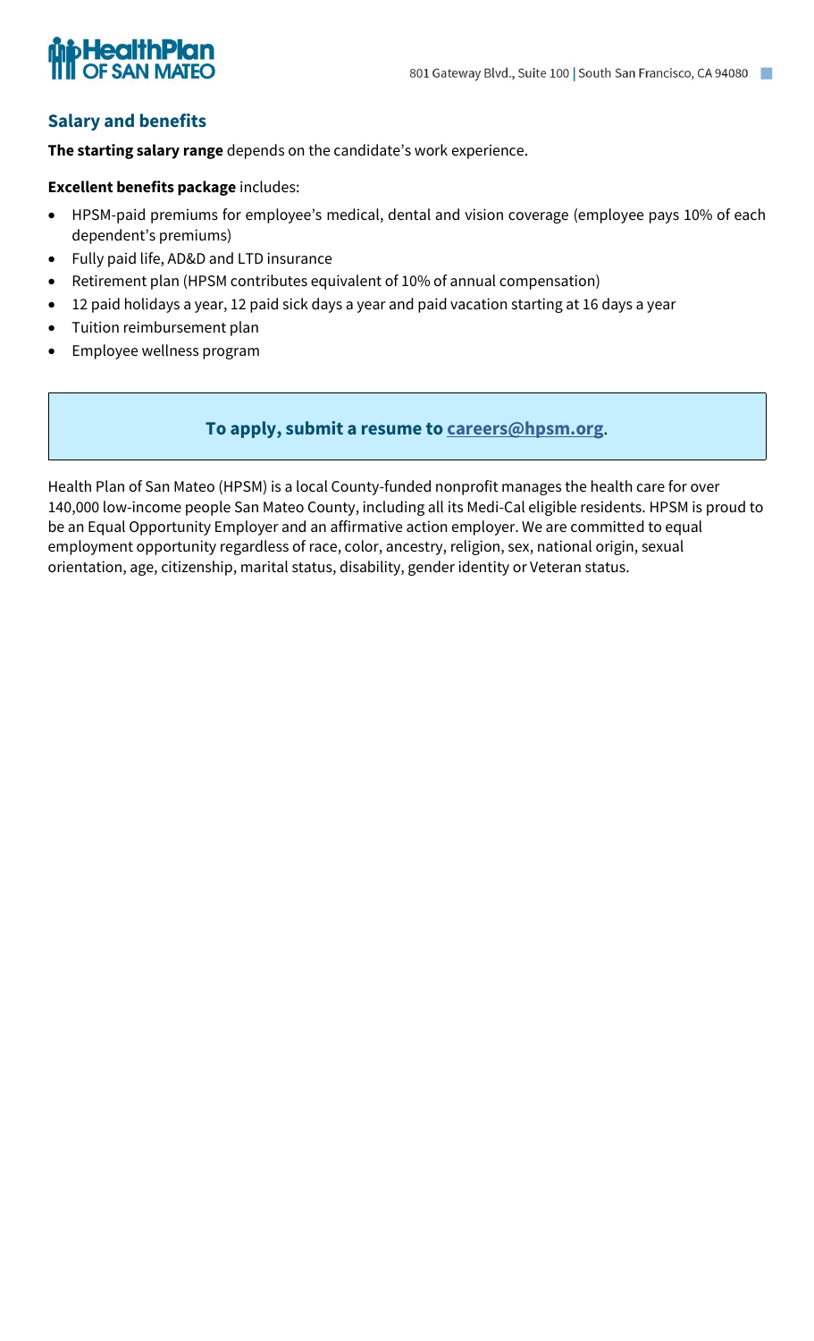## Salary and benefits

**The starting salary range** depends on the candidate's work experience.

**Excellent benefits package** includes:

- HPSM-paid premiums for employee's medical, dental and vision coverage (employee pays 10% of each dependent's premiums)
- Fully paid life, AD&D and LTD insurance
- Retirement plan (HPSM contributes equivalent of 10% of annual compensation)
- 12 paid holidays a year, 12 paid sick days a year and paid vacation starting at 16 days a year
- Tuition reimbursement plan
- Employee wellness program

**To apply, submit a resume to careers@hpsm.org.**

Health Plan of San Mateo (HPSM) is a local County-funded nonprofit manages the health care for over 140,000 low-income people San Mateo County, including all its Medi-Cal eligible residents. HPSM is proud to be an Equal Opportunity Employer and an affirmative action employer. We are committed to equal employment opportunity regardless of race, color, ancestry, religion, sex, national origin, sexual orientation, age, citizenship, marital status, disability, gender identity or Veteran status.